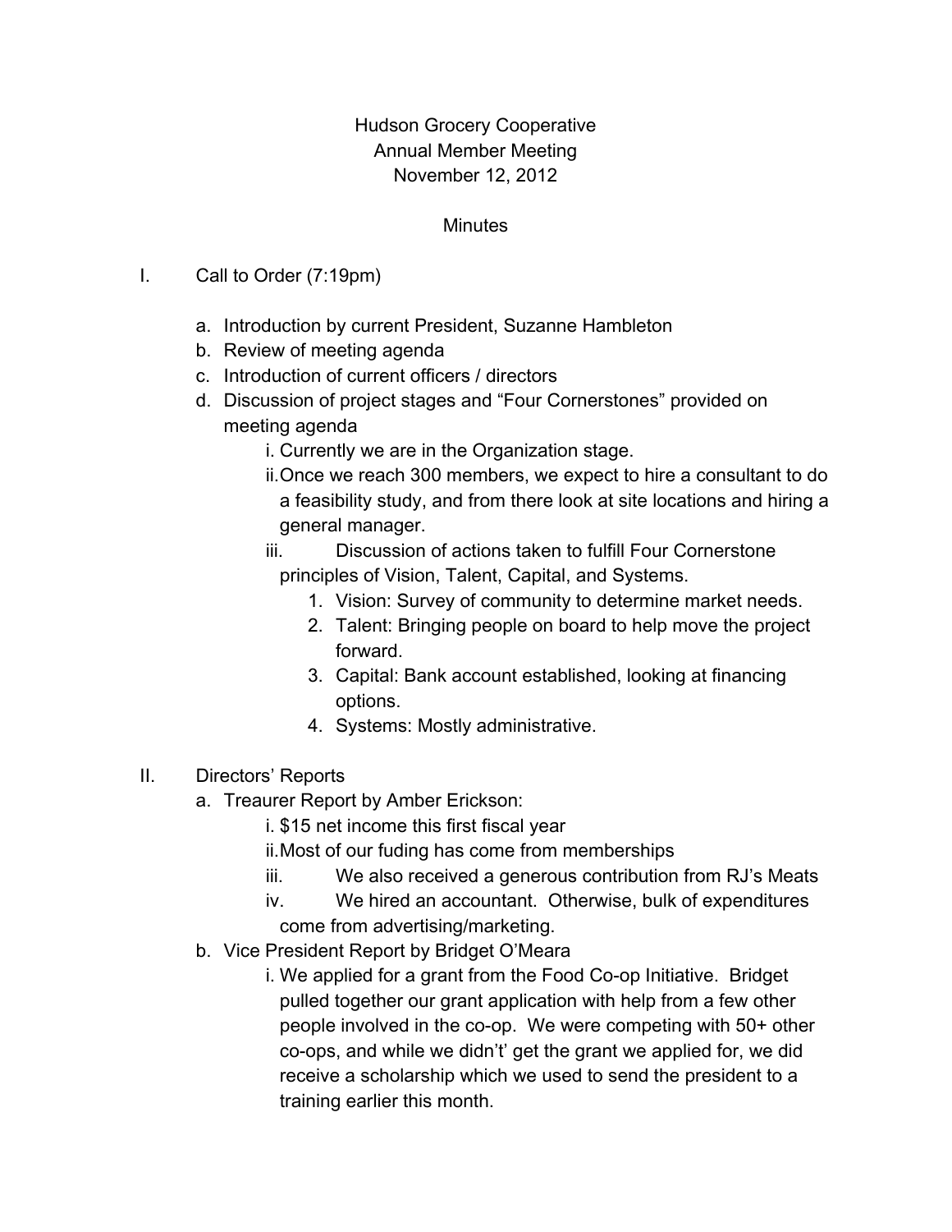Hudson Grocery Cooperative
Annual Member Meeting
November 12, 2012

Minutes

I. Call to Order (7:19pm)

   a. Introduction by current President, Suzanne Hambleton
   b. Review of meeting agenda
   c. Introduction of current officers / directors
   d. Discussion of project stages and "Four Cornerstones" provided on meeting agenda
      i. Currently we are in the Organization stage.
      ii. Once we reach 300 members, we expect to hire a consultant to do a feasibility study, and from there look at site locations and hiring a general manager.
      iii. Discussion of actions taken to fulfill Four Cornerstone principles of Vision, Talent, Capital, and Systems.
         1. Vision: Survey of community to determine market needs.
         2. Talent: Bringing people on board to help move the project forward.
         3. Capital: Bank account established, looking at financing options.
         4. Systems: Mostly administrative.

II. Directors' Reports
   a. Treaurer Report by Amber Erickson:
      i. $15 net income this first fiscal year
      ii. Most of our fuding has come from memberships
      iii. We also received a generous contribution from RJ's Meats
      iv. We hired an accountant. Otherwise, bulk of expenditures come from advertising/marketing.
   b. Vice President Report by Bridget O'Meara
      i. We applied for a grant from the Food Co-op Initiative. Bridget pulled together our grant application with help from a few other people involved in the co-op. We were competing with 50+ other co-ops, and while we didn't' get the grant we applied for, we did receive a scholarship which we used to send the president to a training earlier this month.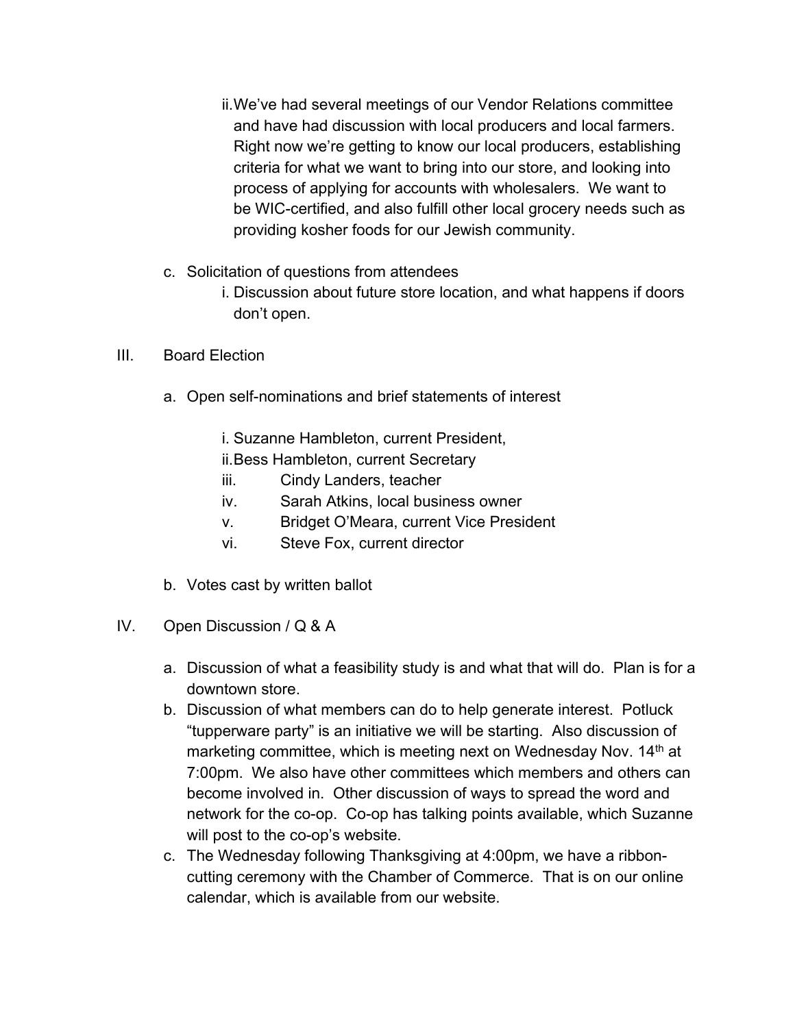ii. We've had several meetings of our Vendor Relations committee and have had discussion with local producers and local farmers. Right now we're getting to know our local producers, establishing criteria for what we want to bring into our store, and looking into process of applying for accounts with wholesalers. We want to be WIC-certified, and also fulfill other local grocery needs such as providing kosher foods for our Jewish community.

  c. Solicitation of questions from attendees
    i. Discussion about future store location, and what happens if doors don't open.

III. Board Election

  a. Open self-nominations and brief statements of interest

    i. Suzanne Hambleton, current President,
    ii. Bess Hambleton, current Secretary
    iii. Cindy Landers, teacher
    iv. Sarah Atkins, local business owner
    v. Bridget O'Meara, current Vice President
    vi. Steve Fox, current director

  b. Votes cast by written ballot

IV. Open Discussion / Q & A

  a. Discussion of what a feasibility study is and what that will do. Plan is for a downtown store.
  b. Discussion of what members can do to help generate interest. Potluck "tupperware party" is an initiative we will be starting. Also discussion of marketing committee, which is meeting next on Wednesday Nov. 14th at 7:00pm. We also have other committees which members and others can become involved in. Other discussion of ways to spread the word and network for the co-op. Co-op has talking points available, which Suzanne will post to the co-op's website.
  c. The Wednesday following Thanksgiving at 4:00pm, we have a ribbon-cutting ceremony with the Chamber of Commerce. That is on our online calendar, which is available from our website.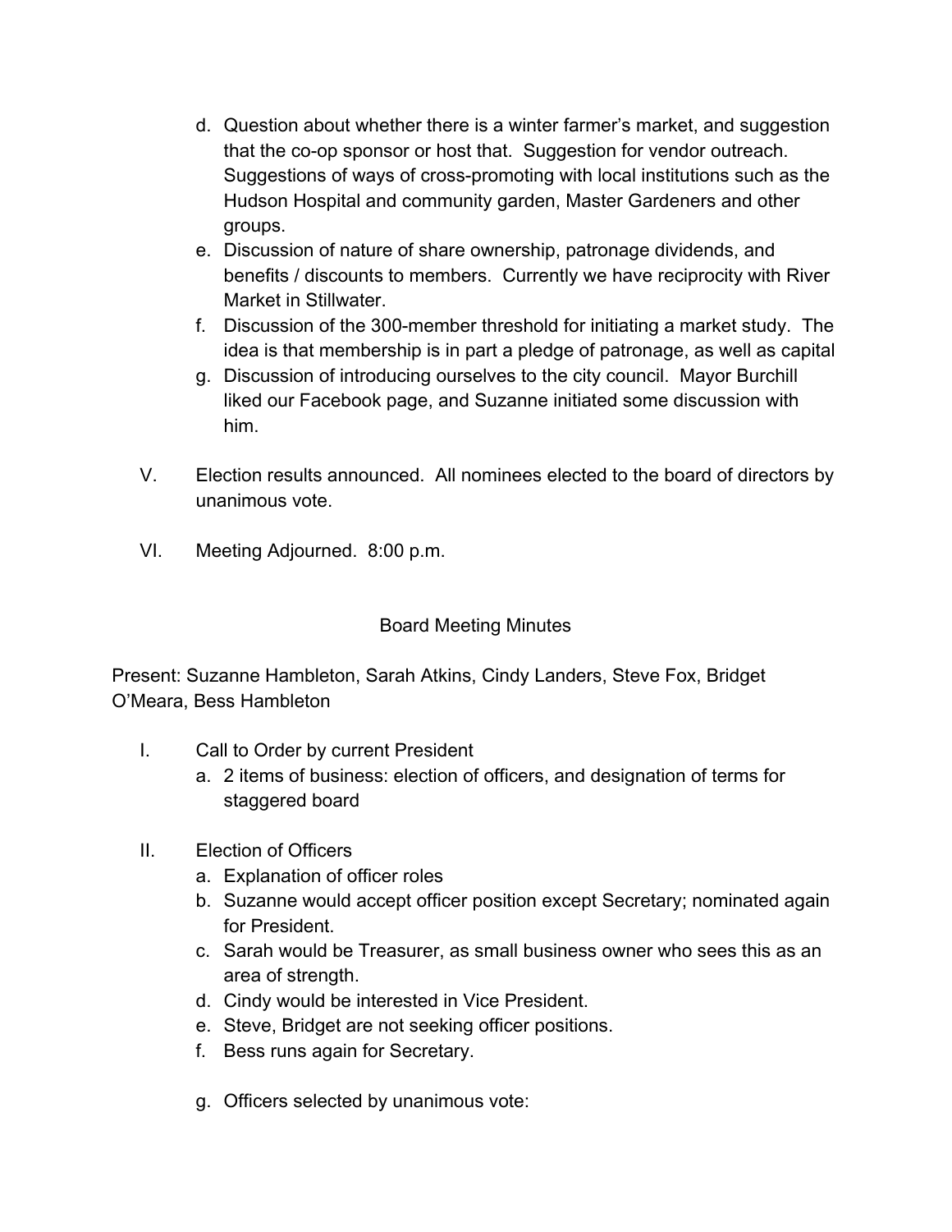d. Question about whether there is a winter farmer's market, and suggestion that the co-op sponsor or host that. Suggestion for vendor outreach. Suggestions of ways of cross-promoting with local institutions such as the Hudson Hospital and community garden, Master Gardeners and other groups.
e. Discussion of nature of share ownership, patronage dividends, and benefits / discounts to members. Currently we have reciprocity with River Market in Stillwater.
f. Discussion of the 300-member threshold for initiating a market study. The idea is that membership is in part a pledge of patronage, as well as capital
g. Discussion of introducing ourselves to the city council. Mayor Burchill liked our Facebook page, and Suzanne initiated some discussion with him.

V. Election results announced. All nominees elected to the board of directors by unanimous vote.

VI. Meeting Adjourned. 8:00 p.m.

## Board Meeting Minutes

Present: Suzanne Hambleton, Sarah Atkins, Cindy Landers, Steve Fox, Bridget O'Meara, Bess Hambleton

I. Call to Order by current President
   a. 2 items of business: election of officers, and designation of terms for staggered board

II. Election of Officers
   a. Explanation of officer roles
   b. Suzanne would accept officer position except Secretary; nominated again for President.
   c. Sarah would be Treasurer, as small business owner who sees this as an area of strength.
   d. Cindy would be interested in Vice President.
   e. Steve, Bridget are not seeking officer positions.
   f. Bess runs again for Secretary.

   g. Officers selected by unanimous vote: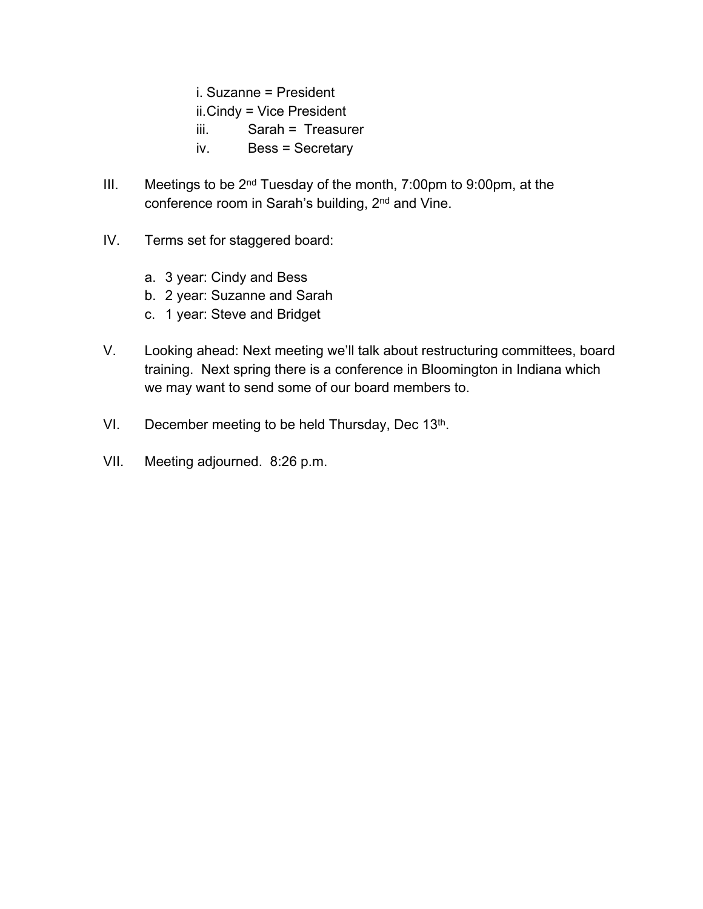i. Suzanne = President
ii. Cindy = Vice President
iii. Sarah = Treasurer
iv. Bess = Secretary

III. Meetings to be 2nd Tuesday of the month, 7:00pm to 9:00pm, at the conference room in Sarah's building, 2nd and Vine.

IV. Terms set for staggered board:

a. 3 year: Cindy and Bess
b. 2 year: Suzanne and Sarah
c. 1 year: Steve and Bridget

V. Looking ahead: Next meeting we'll talk about restructuring committees, board training. Next spring there is a conference in Bloomington in Indiana which we may want to send some of our board members to.

VI. December meeting to be held Thursday, Dec 13th.

VII. Meeting adjourned. 8:26 p.m.